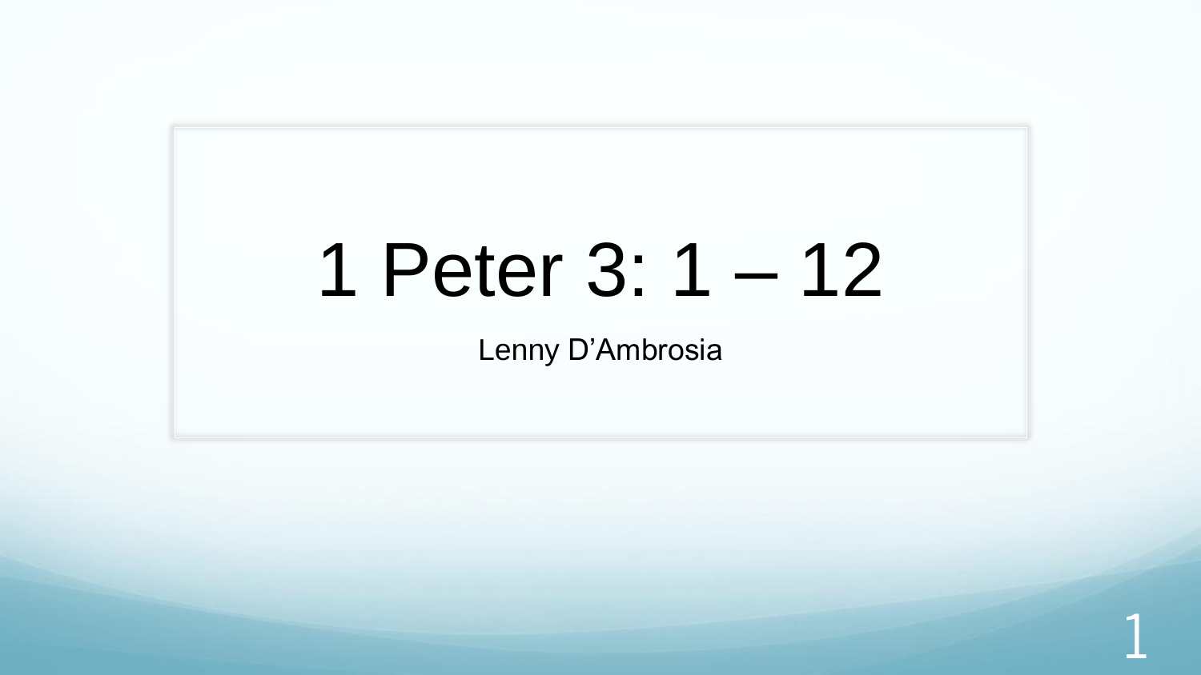# 1 Peter 3: 1 – 12

Lenny D’Ambrosia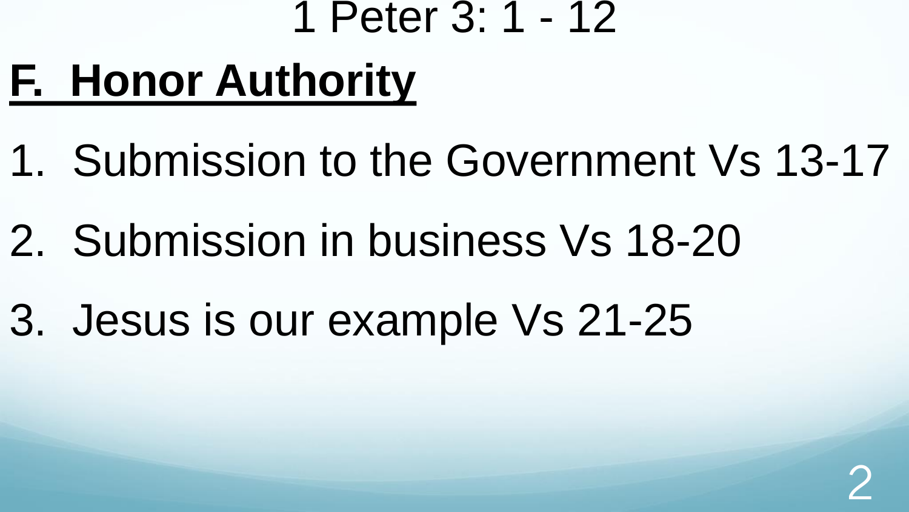# 1 Peter 3: 1 - 12

## F. Honor Authority

1. Submission to the Government Vs 13-17
2. Submission in business Vs 18-20
3. Jesus is our example Vs 21-25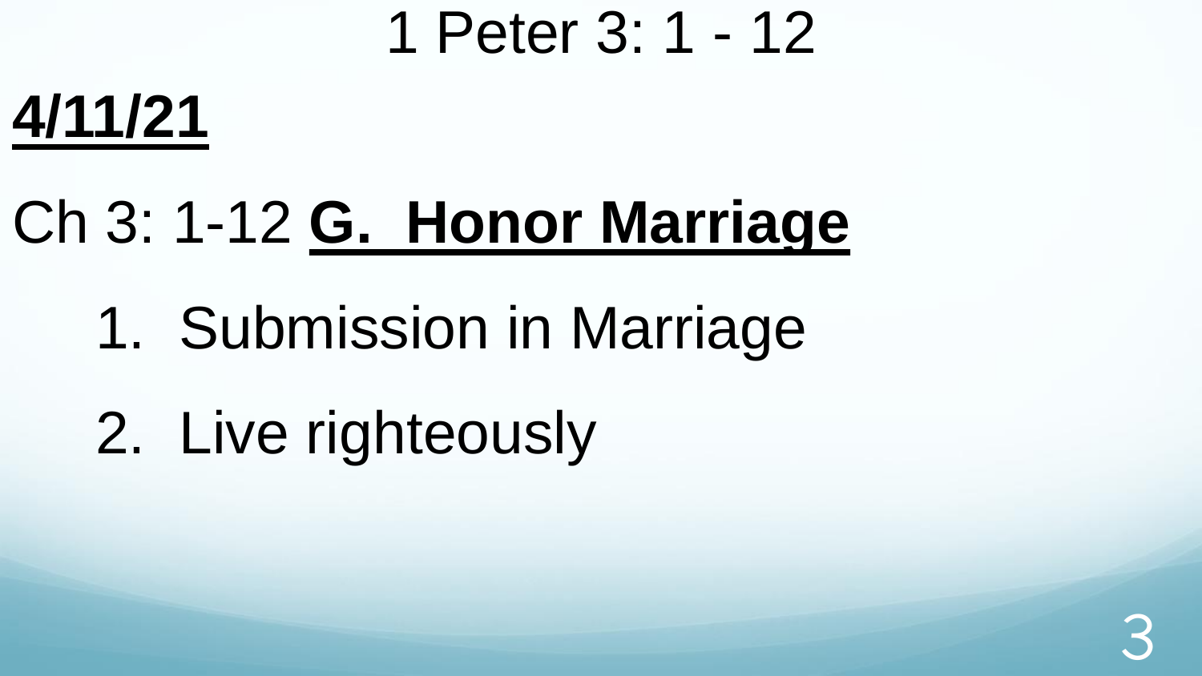# 1 Peter 3: 1 - 12

**<u>4/11/21</u>**

Ch 3: 1-12 **<u>G. Honor Marriage</u>**

1. Submission in Marriage
2. Live righteously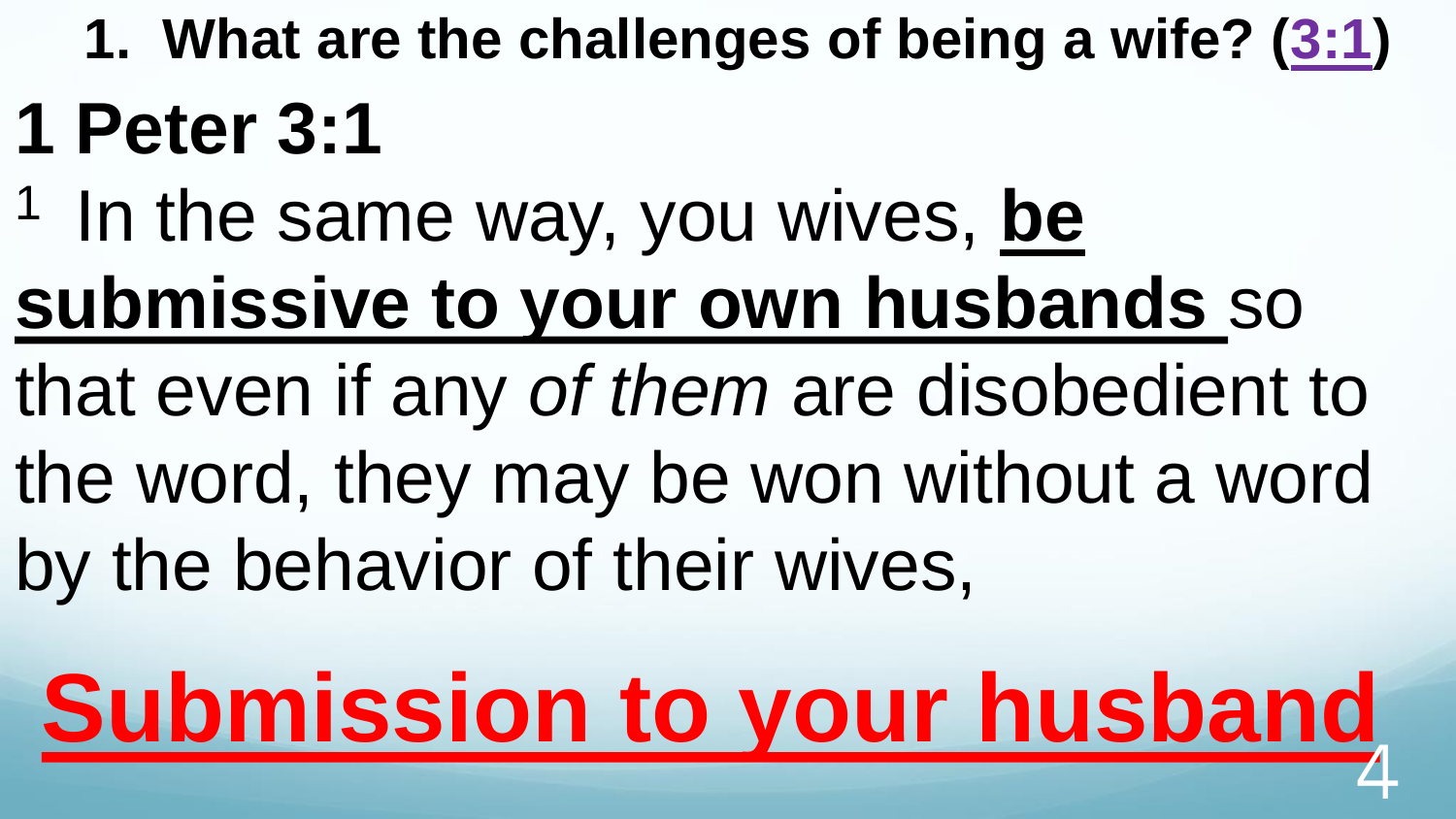1. **What are the challenges of being a wife? (3:1)**

# 1 Peter 3:1

[1] In the same way, you wives, **be submissive to your own husbands** so that even if any *of them* are disobedient to the word, they may be won without a word by the behavior of their wives,

**Submission to your husband**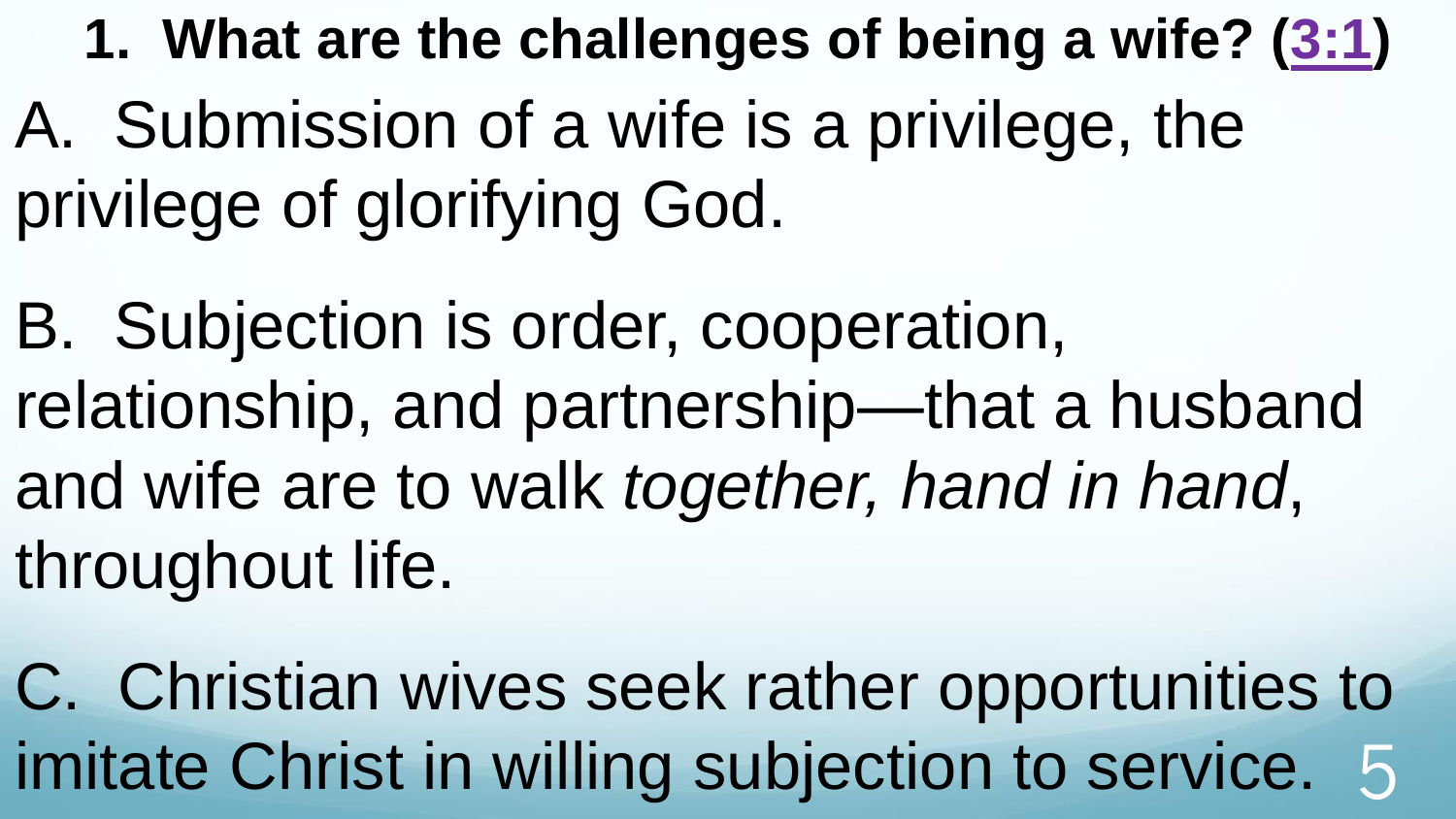**1. What are the challenges of being a wife? (3:1)**

A. Submission of a wife is a privilege, the privilege of glorifying God.

B. Subjection is order, cooperation, relationship, and partnership—that a husband and wife are to walk *together, hand in hand*, throughout life.

C. Christian wives seek rather opportunities to imitate Christ in willing subjection to service.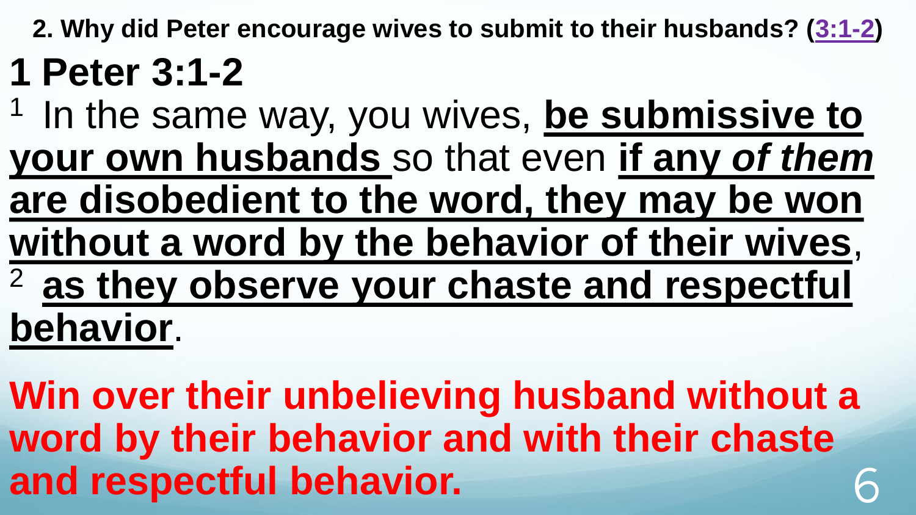**2. Why did Peter encourage wives to submit to their husbands? (3:1-2)**

# 1 Peter 3:1-2

[1] In the same way, you wives, **be submissive to your own husbands** so that even **if any *of them* are disobedient to the word, they may be won without a word by the behavior of their wives**, [2] **as they observe your chaste and respectful behavior**.

**Win over their unbelieving husband without a word by their behavior and with their chaste and respectful behavior.**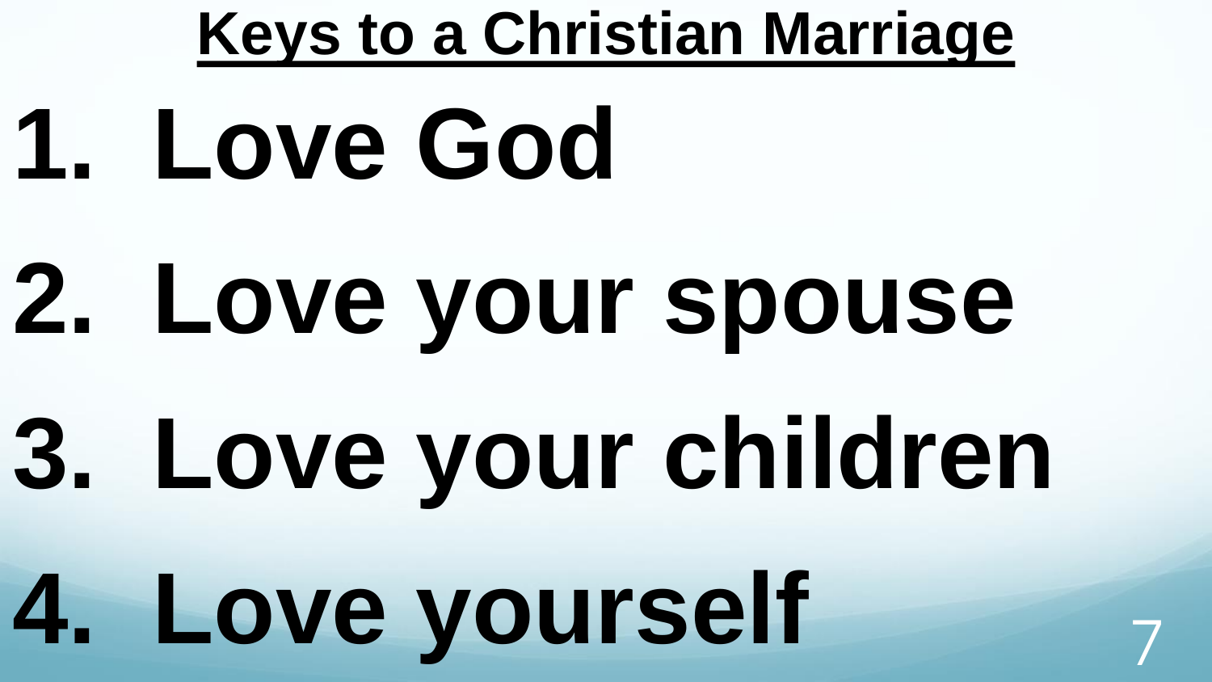# Keys to a Christian Marriage

1. **Love God**
2. **Love your spouse**
3. **Love your children**
4. **Love yourself**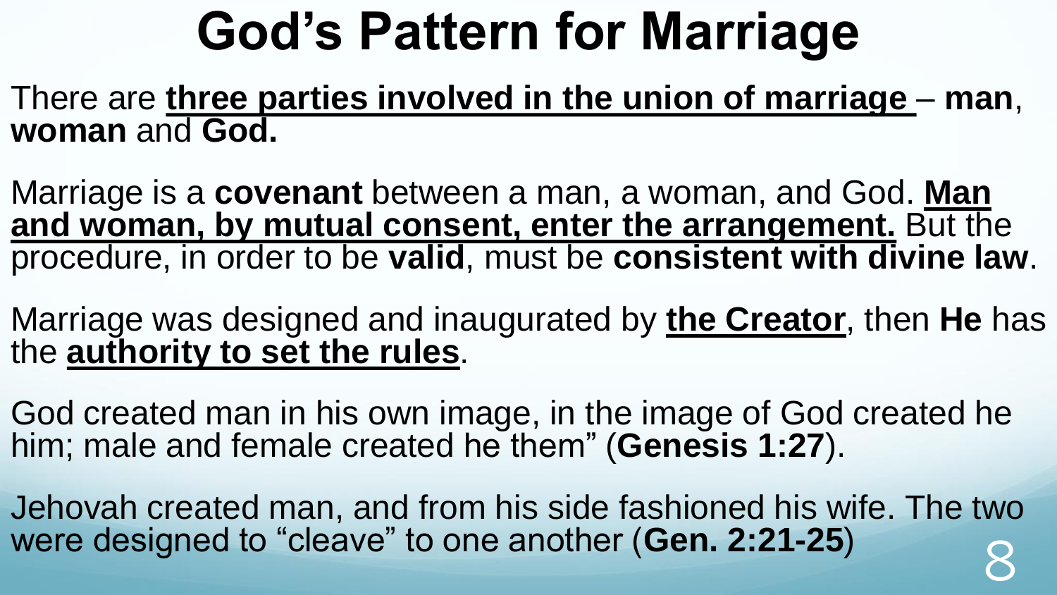# God's Pattern for Marriage

There are **three parties involved in the union of marriage** – **man**, **woman** and **God.**

Marriage is a **covenant** between a man, a woman, and God. **Man and woman, by mutual consent, enter the arrangement.** But the procedure, in order to be **valid**, must be **consistent with divine law**.

Marriage was designed and inaugurated by **the Creator**, then **He** has the **authority to set the rules**.

God created man in his own image, in the image of God created he him; male and female created he them" (**Genesis 1:27**).

Jehovah created man, and from his side fashioned his wife. The two were designed to "cleave" to one another (**Gen. 2:21-25**)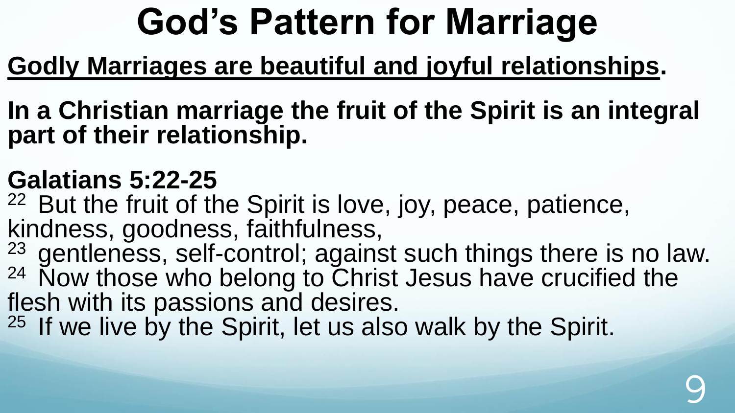# God's Pattern for Marriage

**Godly Marriages are beautiful and joyful relationships.**

**In a Christian marriage the fruit of the Spirit is an integral part of their relationship.**

**Galatians 5:22-25**

22 But the fruit of the Spirit is love, joy, peace, patience, kindness, goodness, faithfulness,

23 gentleness, self-control; against such things there is no law.

24 Now those who belong to Christ Jesus have crucified the flesh with its passions and desires.

25 If we live by the Spirit, let us also walk by the Spirit.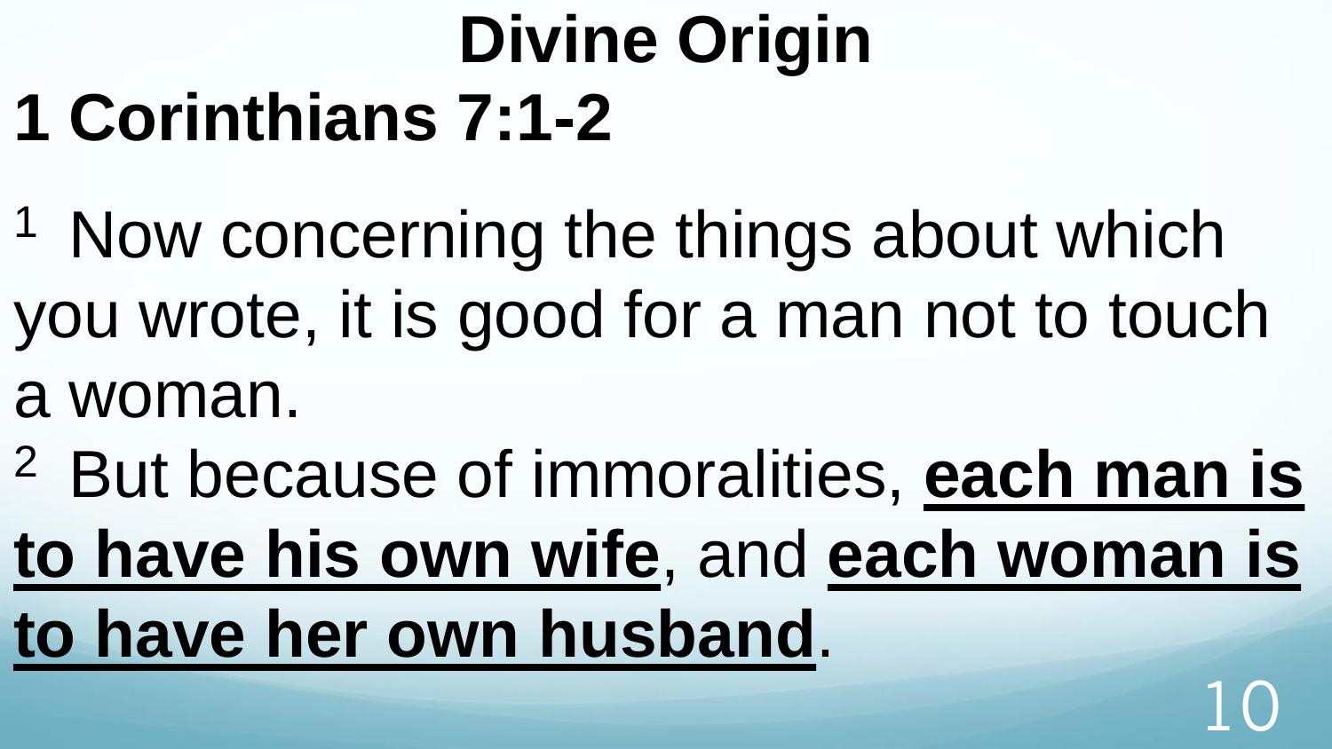# Divine Origin

## 1 Corinthians 7:1-2

[1] Now concerning the things about which you wrote, it is good for a man not to touch a woman.

[2] But because of immoralities, **<u>each man is to have his own wife</u>**, and **<u>each woman is to have her own husband</u>**.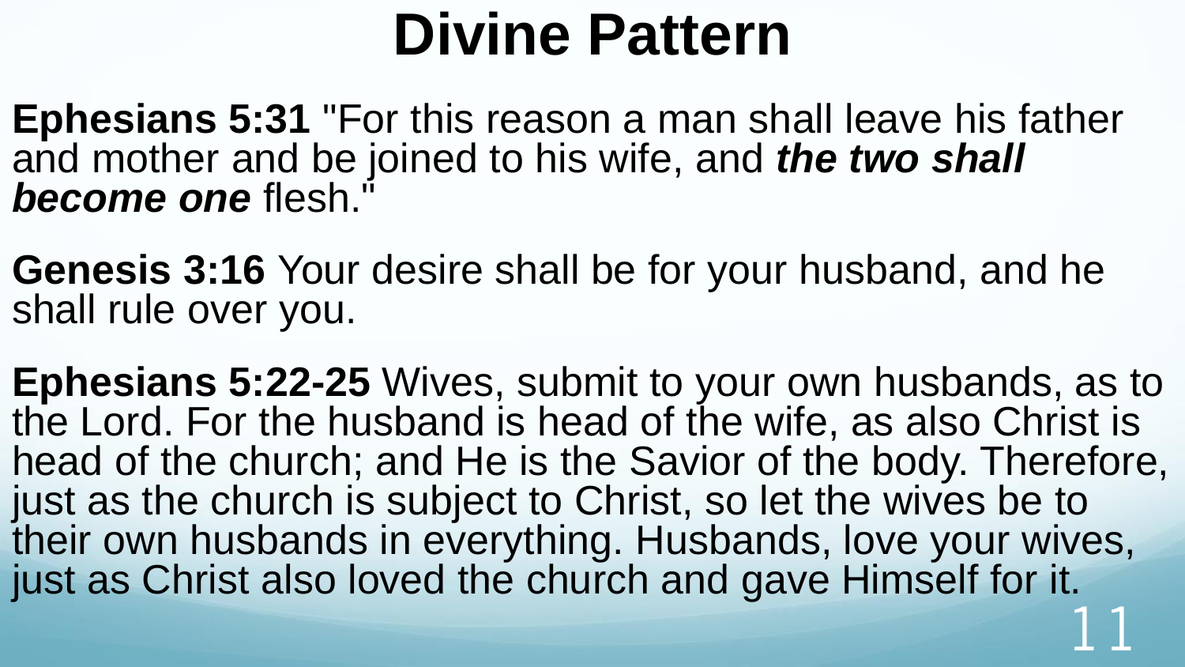# Divine Pattern

**Ephesians 5:31** "For this reason a man shall leave his father and mother and be joined to his wife, and ***the two shall become one*** flesh."

**Genesis 3:16** Your desire shall be for your husband, and he shall rule over you.

**Ephesians 5:22-25** Wives, submit to your own husbands, as to the Lord. For the husband is head of the wife, as also Christ is head of the church; and He is the Savior of the body. Therefore, just as the church is subject to Christ, so let the wives be to their own husbands in everything. Husbands, love your wives, just as Christ also loved the church and gave Himself for it.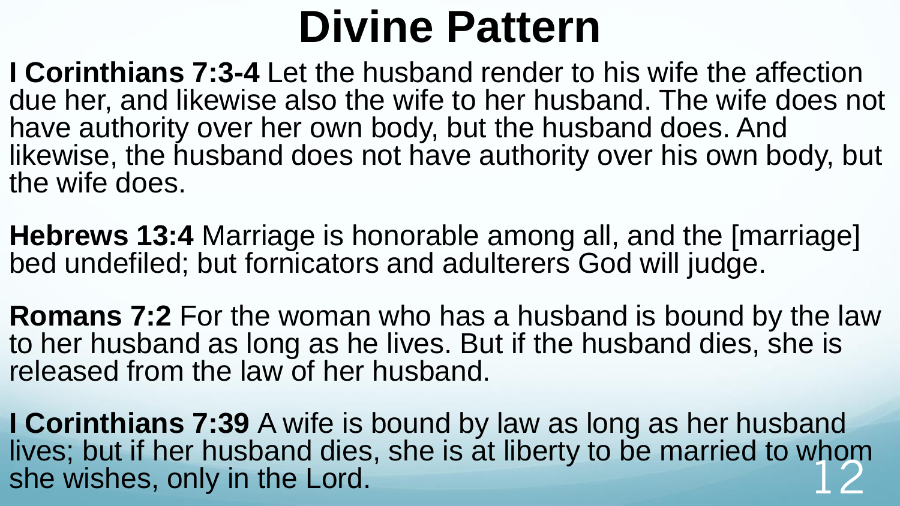# Divine Pattern

**I Corinthians 7:3-4** Let the husband render to his wife the affection due her, and likewise also the wife to her husband. The wife does not have authority over her own body, but the husband does. And likewise, the husband does not have authority over his own body, but the wife does.

**Hebrews 13:4** Marriage is honorable among all, and the [marriage] bed undefiled; but fornicators and adulterers God will judge.

**Romans 7:2** For the woman who has a husband is bound by the law to her husband as long as he lives. But if the husband dies, she is released from the law of her husband.

**I Corinthians 7:39** A wife is bound by law as long as her husband lives; but if her husband dies, she is at liberty to be married to whom she wishes, only in the Lord.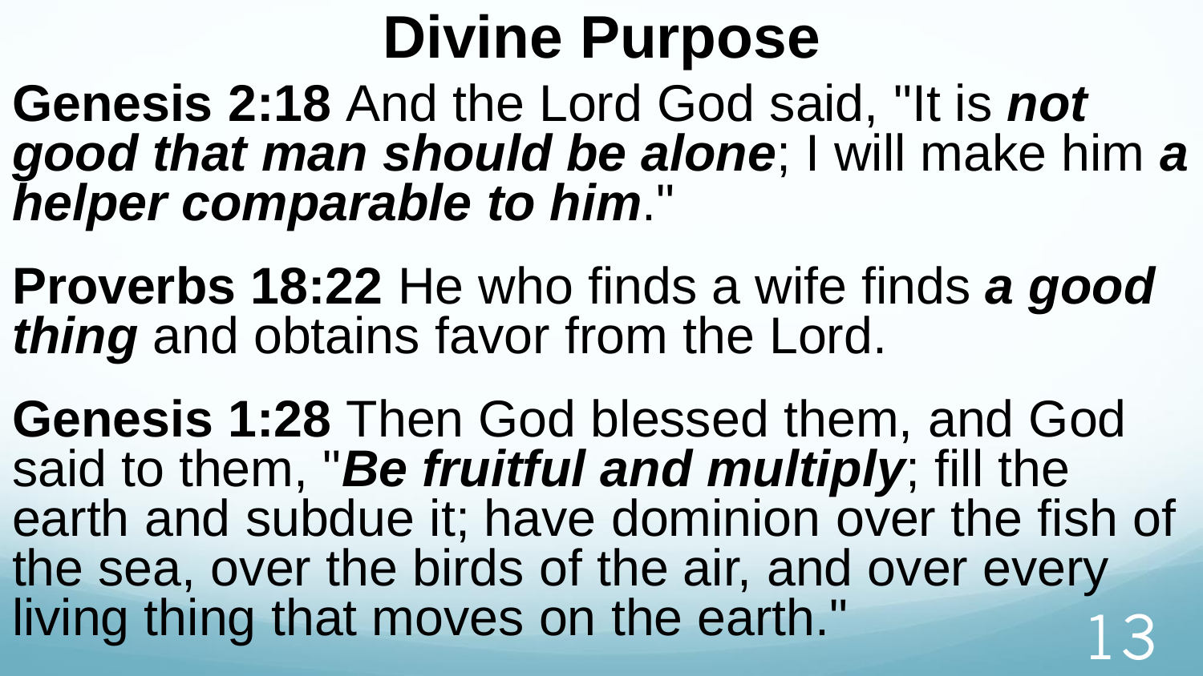# Divine Purpose

**Genesis 2:18** And the Lord God said, "It is ***not good that man should be alone***; I will make him ***a helper comparable to him***."

**Proverbs 18:22** He who finds a wife finds ***a good thing*** and obtains favor from the Lord.

**Genesis 1:28** Then God blessed them, and God said to them, "***Be fruitful and multiply***; fill the earth and subdue it; have dominion over the fish of the sea, over the birds of the air, and over every living thing that moves on the earth."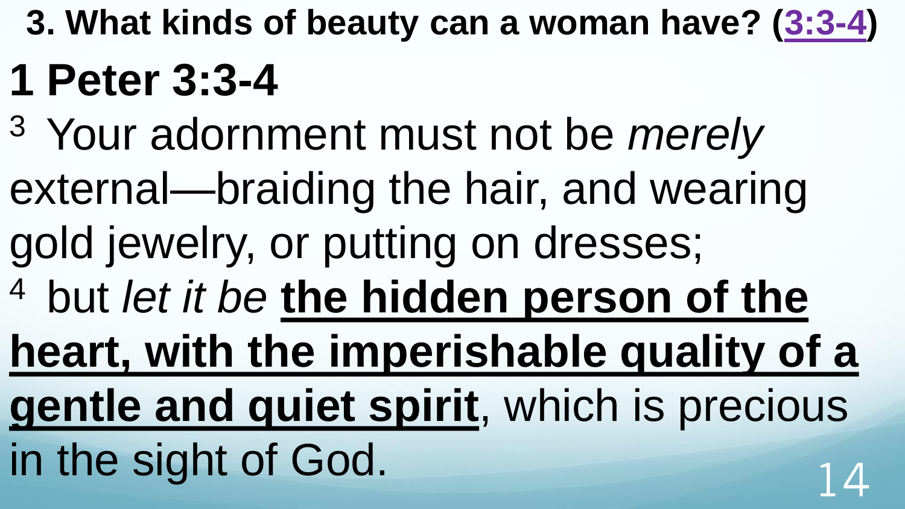**3. What kinds of beauty can a woman have? (3:3-4)**

# 1 Peter 3:3-4

[3] Your adornment must not be *merely* external—braiding the hair, and wearing gold jewelry, or putting on dresses;

[4] but *let it be* **the hidden person of the heart, with the imperishable quality of a gentle and quiet spirit**, which is precious in the sight of God.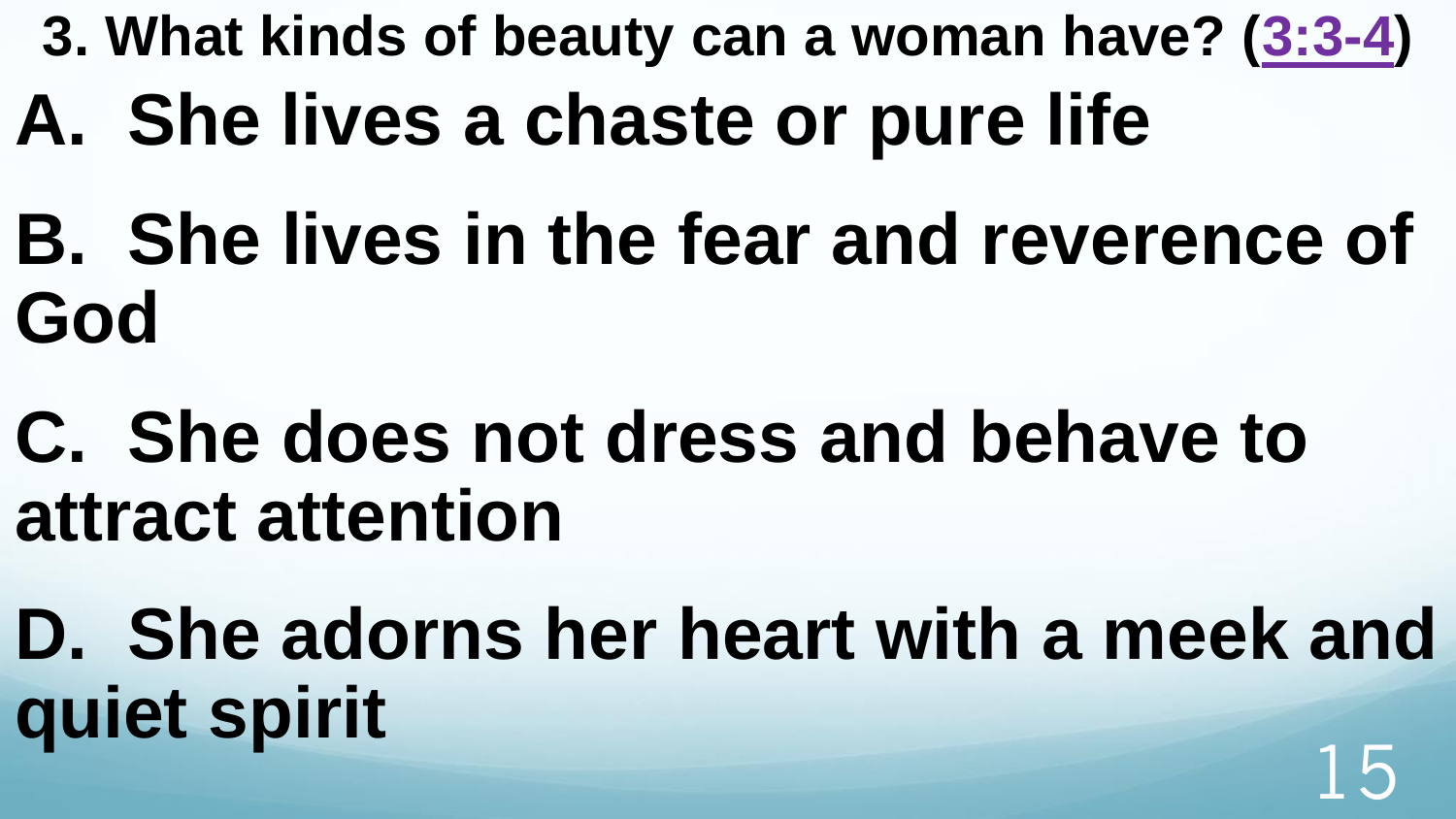**3. What kinds of beauty can a woman have? (3:3-4)**

**A. She lives a chaste or pure life**

**B. She lives in the fear and reverence of God**

**C. She does not dress and behave to attract attention**

**D. She adorns her heart with a meek and quiet spirit**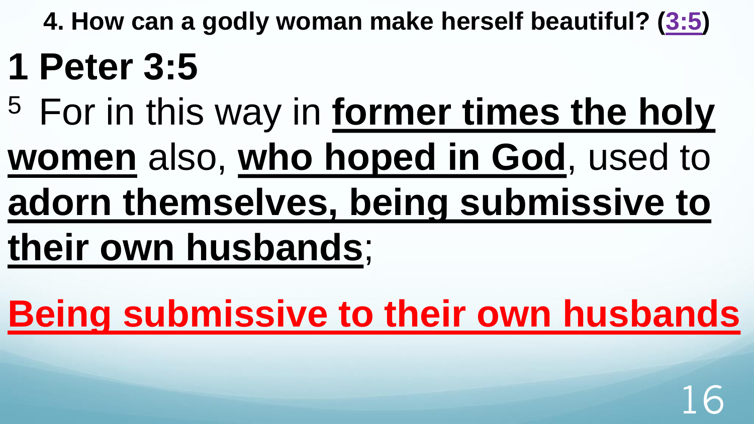**4. How can a godly woman make herself beautiful? (3:5)**

# 1 Peter 3:5

[5] For in this way in **former times the holy women** also, **who hoped in God**, used to **adorn themselves, being submissive to their own husbands**;

**Being submissive to their own husbands**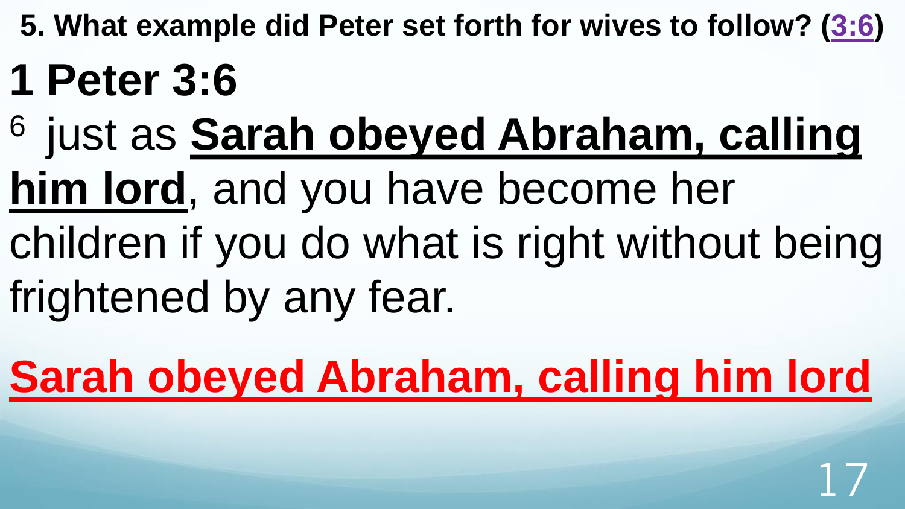**5. What example did Peter set forth for wives to follow? (3:6)**

# 1 Peter 3:6

[6] just as **Sarah obeyed Abraham, calling him lord**, and you have become her children if you do what is right without being frightened by any fear.

**Sarah obeyed Abraham, calling him lord**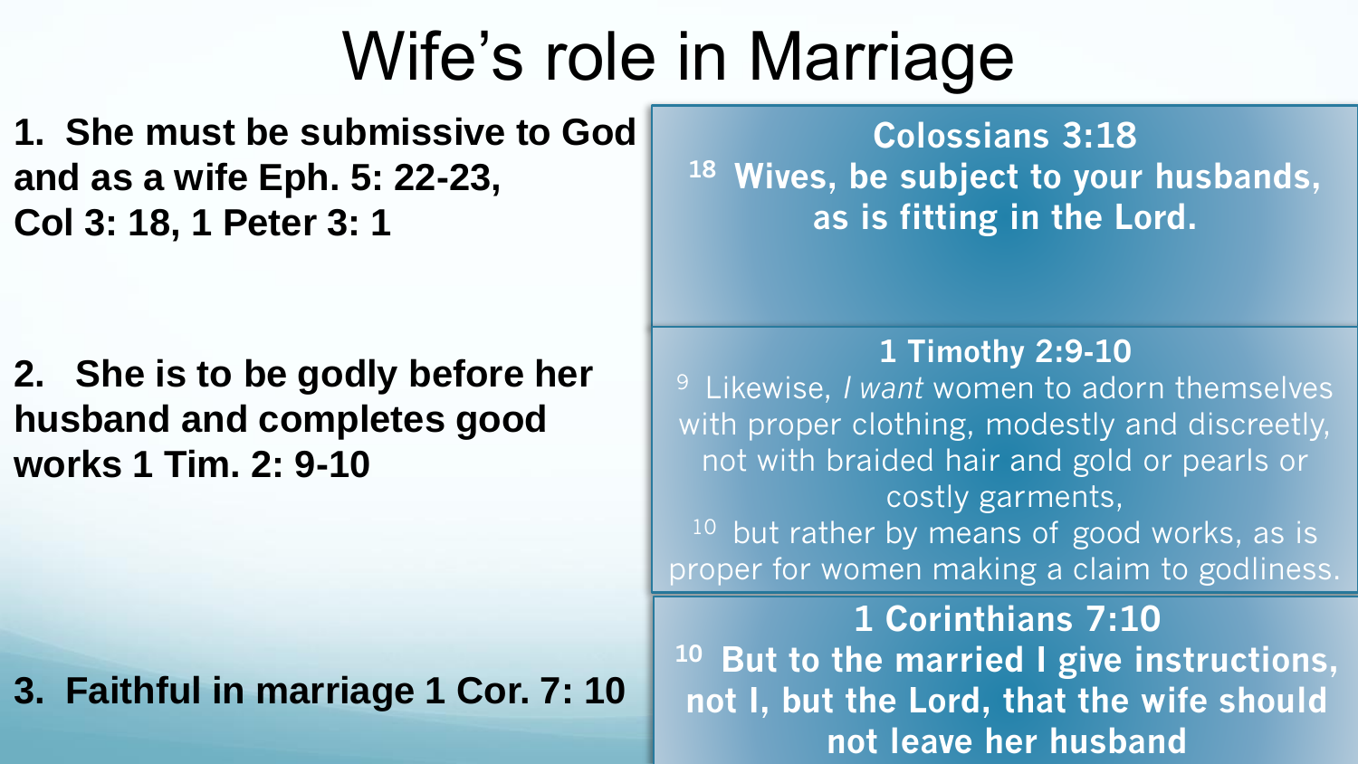# Wife's role in Marriage

1. **She must be submissive to God and as a wife Eph. 5: 22-23, Col 3: 18, 1 Peter 3: 1**

2. **She is to be godly before her husband and completes good works 1 Tim. 2: 9-10**

3. **Faithful in marriage 1 Cor. 7: 10**

**Colossians 3:18**

**[18] Wives, be subject to your husbands, as is fitting in the Lord.**

**1 Timothy 2:9-10**

[9] Likewise, *I want* women to adorn themselves with proper clothing, modestly and discreetly, not with braided hair and gold or pearls or costly garments,

[10] but rather by means of good works, as is proper for women making a claim to godliness.

**1 Corinthians 7:10**

**[10] But to the married I give instructions, not I, but the Lord, that the wife should not leave her husband**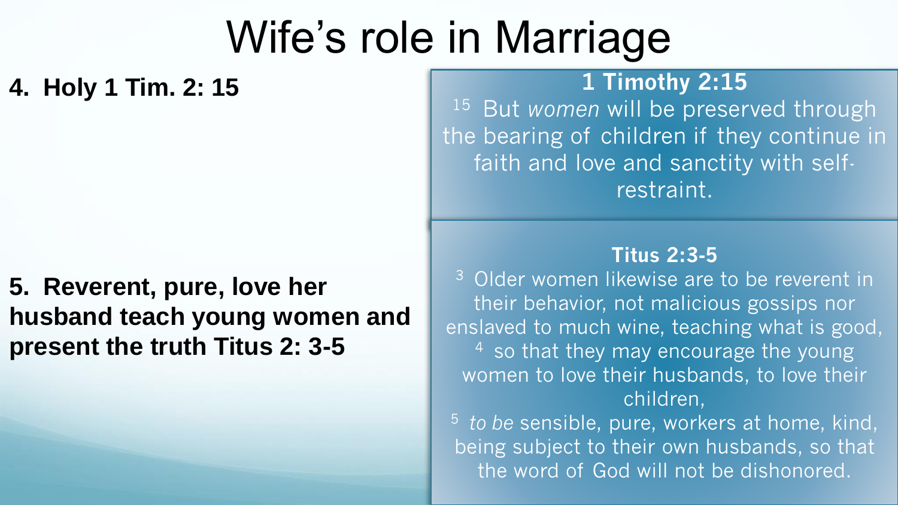# Wife's role in Marriage

**4. Holy 1 Tim. 2: 15**

**1 Timothy 2:15**

[15] But *women* will be preserved through the bearing of children if they continue in faith and love and sanctity with self-restraint.

**5. Reverent, pure, love her husband teach young women and present the truth Titus 2: 3-5**

**Titus 2:3-5**

[3] Older women likewise are to be reverent in their behavior, not malicious gossips nor enslaved to much wine, teaching what is good,
[4] so that they may encourage the young women to love their husbands, to love their children,
[5] *to be* sensible, pure, workers at home, kind, being subject to their own husbands, so that the word of God will not be dishonored.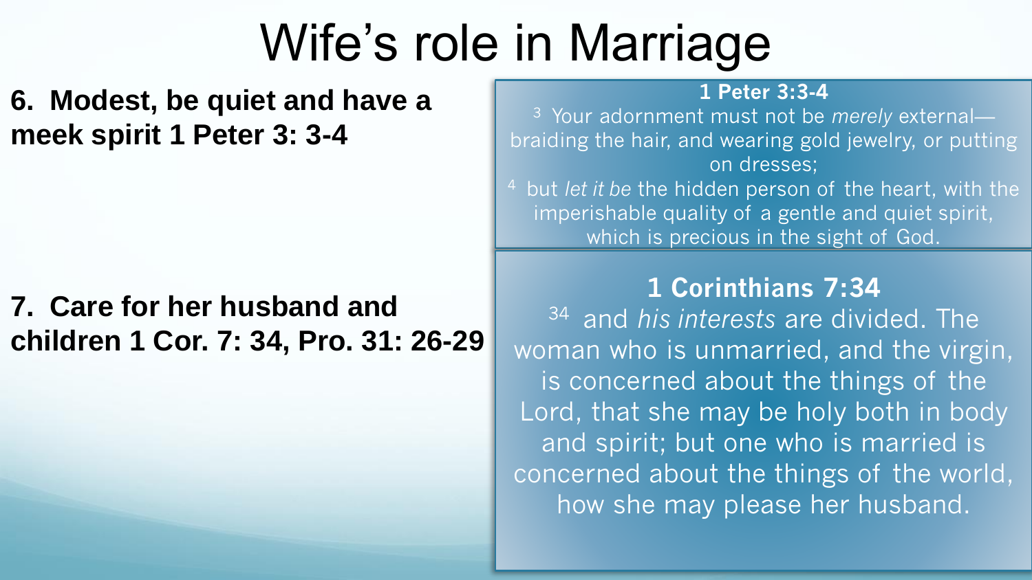# Wife's role in Marriage

**6. Modest, be quiet and have a meek spirit 1 Peter 3: 3-4**

**1 Peter 3:3-4**

[3] Your adornment must not be *merely* external—braiding the hair, and wearing gold jewelry, or putting on dresses;

[4] but *let it be* the hidden person of the heart, with the imperishable quality of a gentle and quiet spirit, which is precious in the sight of God.

**7. Care for her husband and children 1 Cor. 7: 34, Pro. 31: 26-29**

**1 Corinthians 7:34**

[34] and *his interests* are divided. The woman who is unmarried, and the virgin, is concerned about the things of the Lord, that she may be holy both in body and spirit; but one who is married is concerned about the things of the world, how she may please her husband.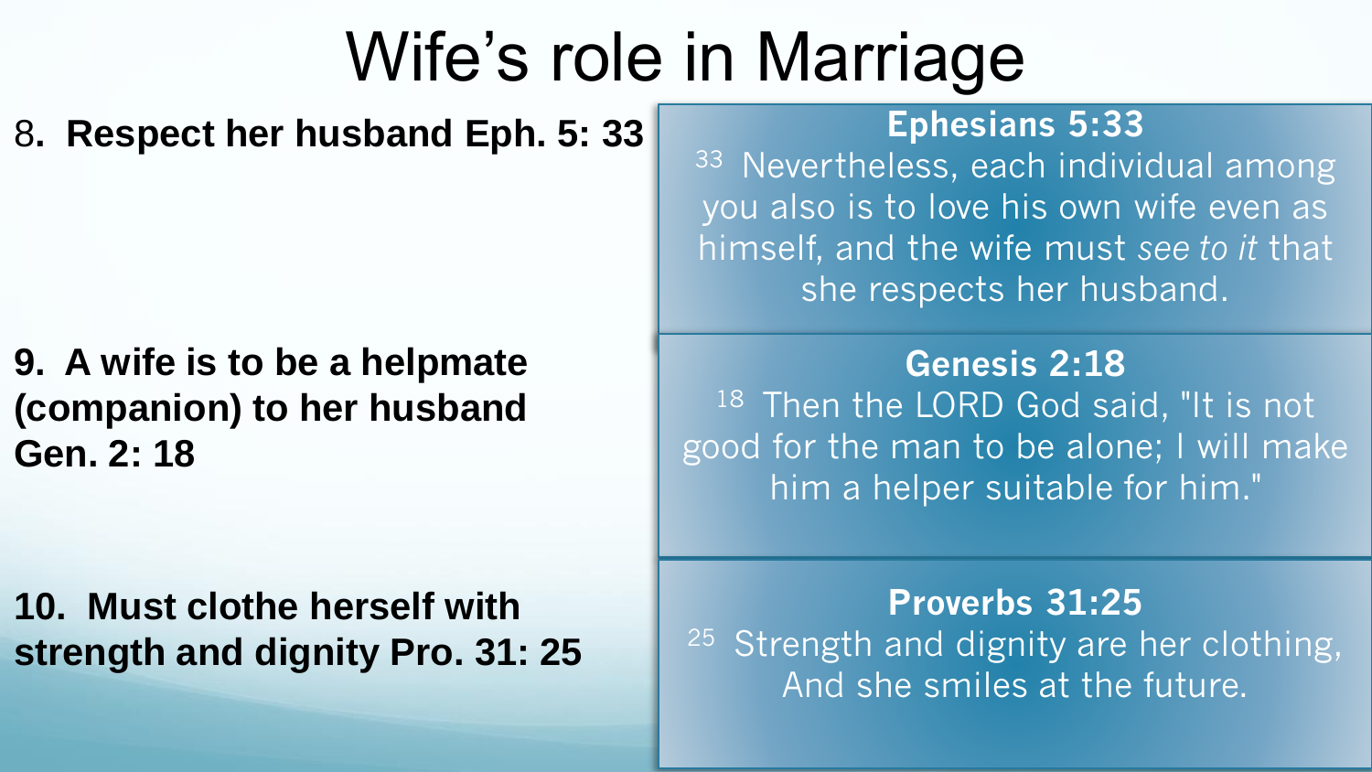# Wife's role in Marriage

8**. Respect her husband Eph. 5: 33**

**Ephesians 5:33**

33 Nevertheless, each individual among you also is to love his own wife even as himself, and the wife must *see to it* that she respects her husband.

**9. A wife is to be a helpmate (companion) to her husband Gen. 2: 18**

**Genesis 2:18**

18 Then the LORD God said, "It is not good for the man to be alone; I will make him a helper suitable for him."

**10. Must clothe herself with strength and dignity Pro. 31: 25**

**Proverbs 31:25**

25 Strength and dignity are her clothing, And she smiles at the future.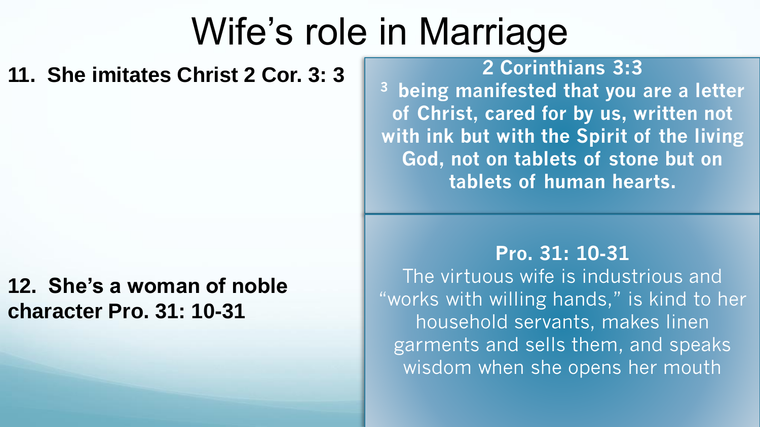# Wife's role in Marriage

**11. She imitates Christ 2 Cor. 3: 3**

**2 Corinthians 3:3**

**[3] being manifested that you are a letter of Christ, cared for by us, written not with ink but with the Spirit of the living God, not on tablets of stone but on tablets of human hearts.**

**12. She's a woman of noble character Pro. 31: 10-31**

**Pro. 31: 10-31**

The virtuous wife is industrious and "works with willing hands," is kind to her household servants, makes linen garments and sells them, and speaks wisdom when she opens her mouth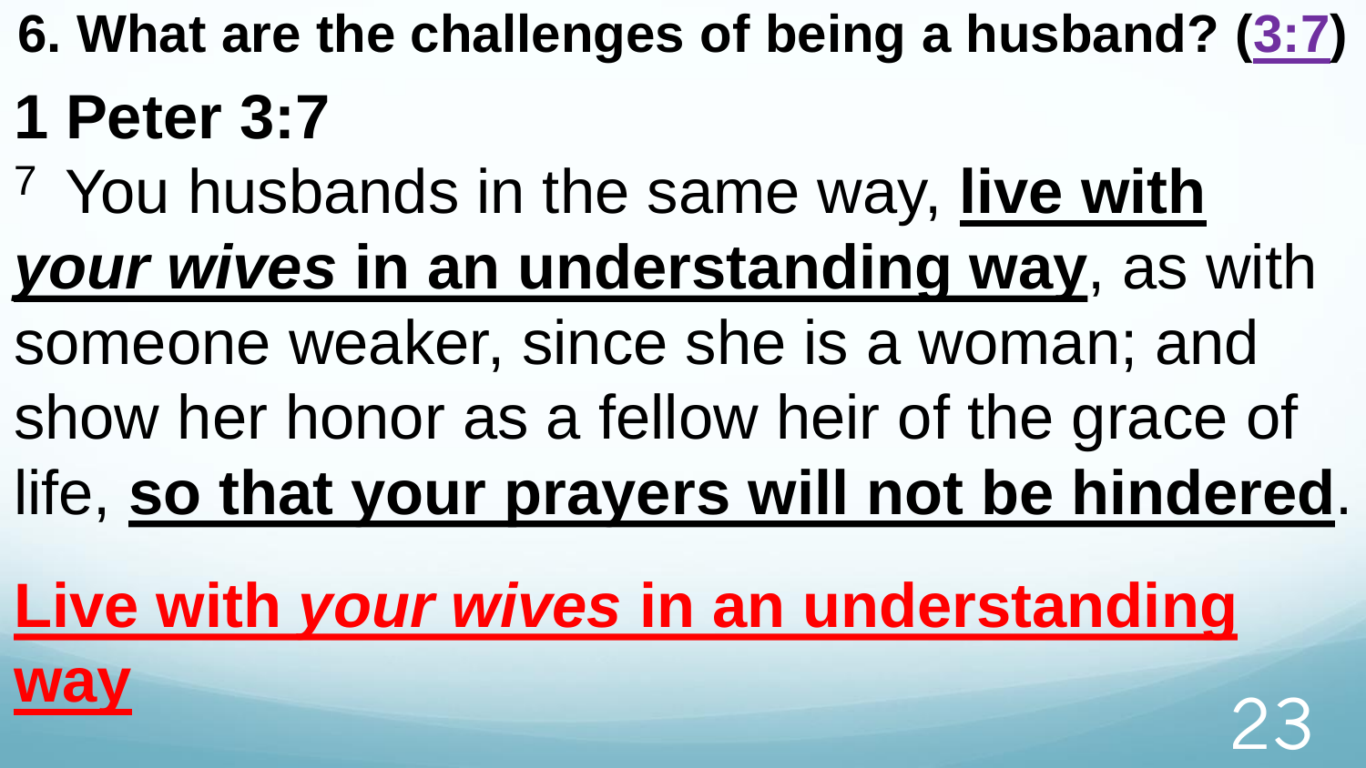**6. What are the challenges of being a husband? (3:7)**

# 1 Peter 3:7

[7] You husbands in the same way, **live with *your wives* in an understanding way**, as with someone weaker, since she is a woman; and show her honor as a fellow heir of the grace of life, **so that your prayers will not be hindered**.

**Live with *your wives* in an understanding way**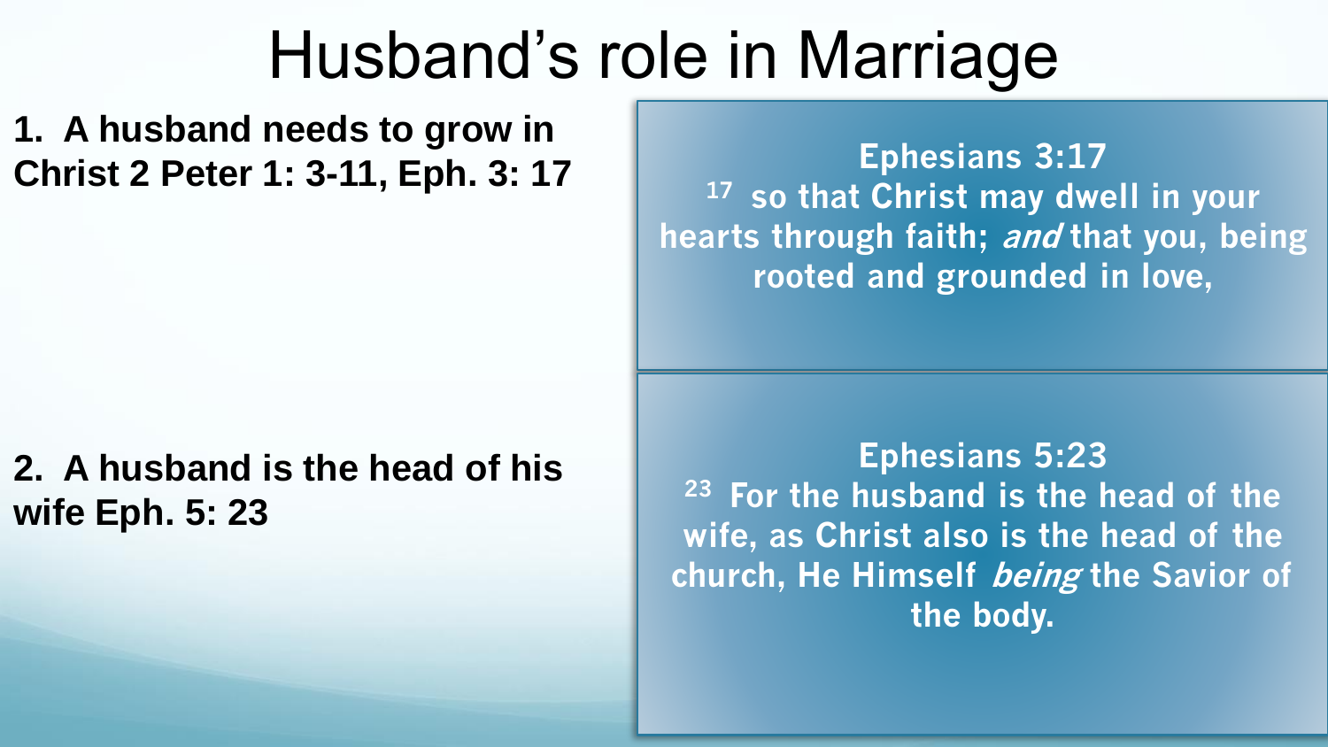# Husband's role in Marriage

**1. A husband needs to grow in Christ 2 Peter 1: 3-11, Eph. 3: 17**

**Ephesians 3:17**
**17 so that Christ may dwell in your hearts through faith; *and* that you, being rooted and grounded in love,**

**2. A husband is the head of his wife Eph. 5: 23**

**Ephesians 5:23**
**23 For the husband is the head of the wife, as Christ also is the head of the church, He Himself *being* the Savior of the body.**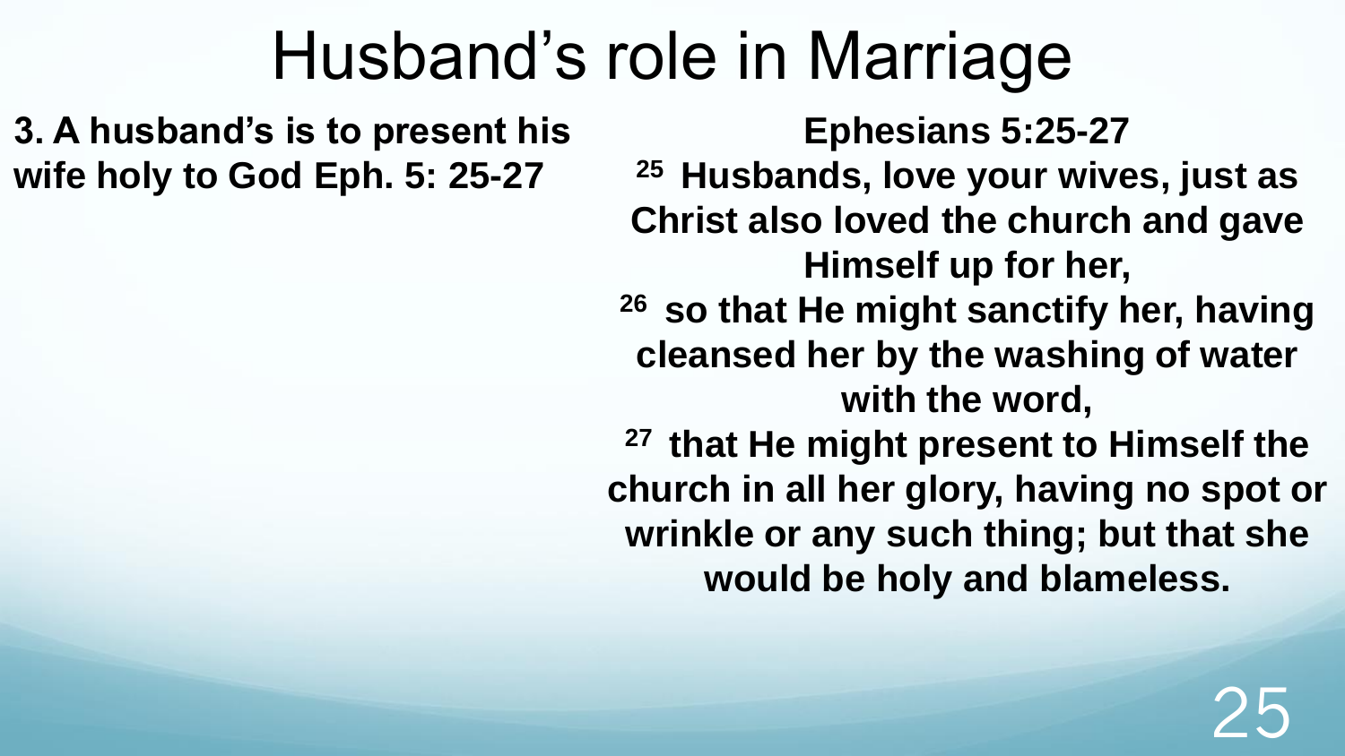# Husband's role in Marriage

**3. A husband's is to present his wife holy to God Eph. 5: 25-27**

**Ephesians 5:25-27**

**[25] Husbands, love your wives, just as Christ also loved the church and gave Himself up for her,**

**[26] so that He might sanctify her, having cleansed her by the washing of water with the word,**

**[27] that He might present to Himself the church in all her glory, having no spot or wrinkle or any such thing; but that she would be holy and blameless.**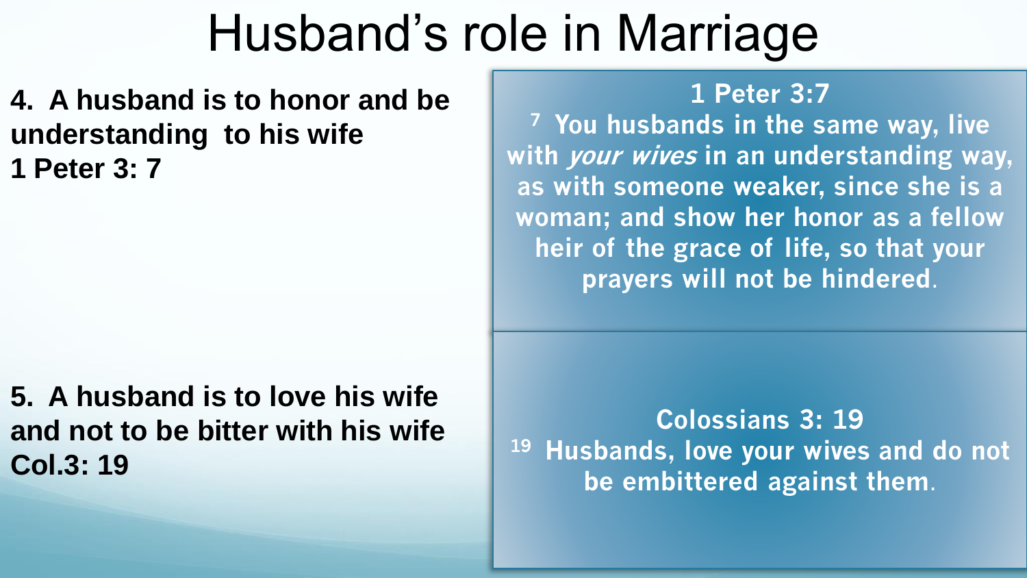# Husband's role in Marriage

**4. A husband is to honor and be understanding to his wife**
**1 Peter 3: 7**

**1 Peter 3:7**

**[7] You husbands in the same way, live with *your wives* in an understanding way, as with someone weaker, since she is a woman; and show her honor as a fellow heir of the grace of life, so that your prayers will not be hindered.**

**5. A husband is to love his wife and not to be bitter with his wife**
**Col.3: 19**

**Colossians 3: 19**

**[19] Husbands, love your wives and do not be embittered against them.**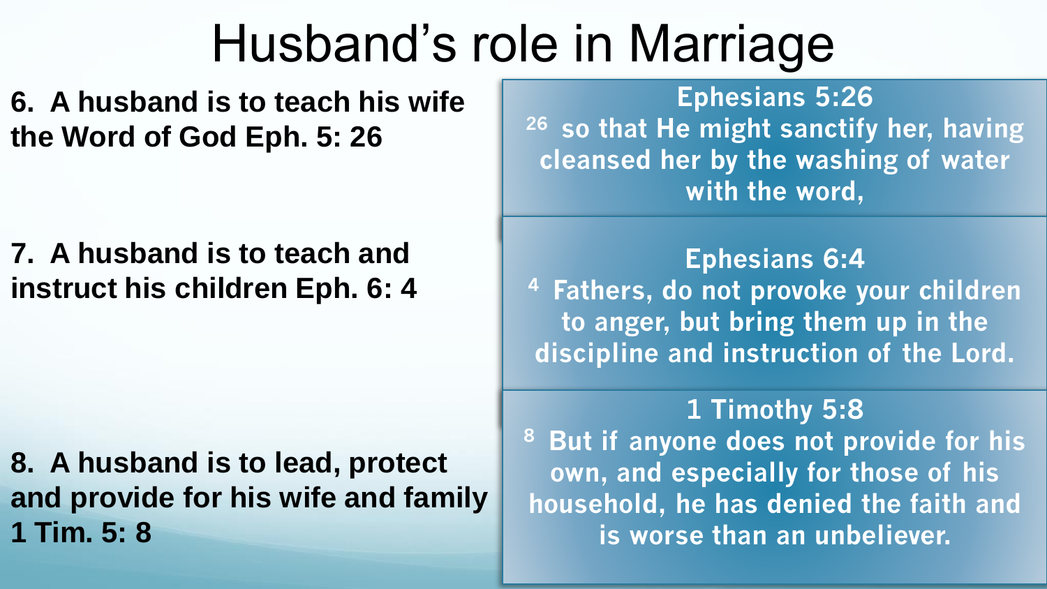# Husband's role in Marriage

**6. A husband is to teach his wife the Word of God Eph. 5: 26**

**Ephesians 5:26**

[26] so that He might sanctify her, having cleansed her by the washing of water with the word,

**7. A husband is to teach and instruct his children Eph. 6: 4**

**Ephesians 6:4**

[4] Fathers, do not provoke your children to anger, but bring them up in the discipline and instruction of the Lord.

**8. A husband is to lead, protect and provide for his wife and family 1 Tim. 5: 8**

**1 Timothy 5:8**

[8] But if anyone does not provide for his own, and especially for those of his household, he has denied the faith and is worse than an unbeliever.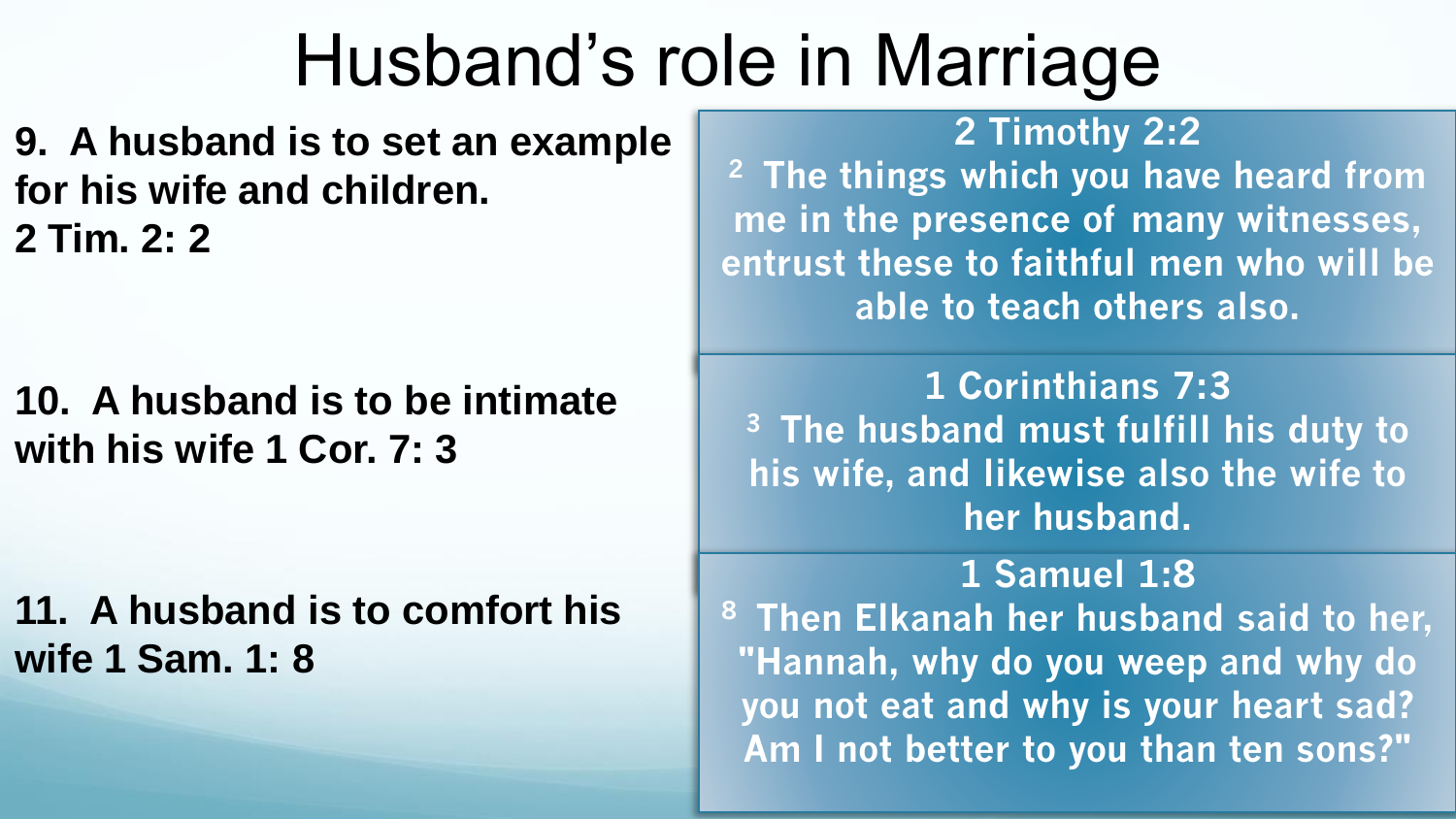# Husband's role in Marriage

**9. A husband is to set an example for his wife and children.**
**2 Tim. 2: 2**

**2 Timothy 2:2**

[2] The things which you have heard from me in the presence of many witnesses, entrust these to faithful men who will be able to teach others also.

**10. A husband is to be intimate with his wife 1 Cor. 7: 3**

**1 Corinthians 7:3**

[3] The husband must fulfill his duty to his wife, and likewise also the wife to her husband.

**11. A husband is to comfort his wife 1 Sam. 1: 8**

**1 Samuel 1:8**

[8] Then Elkanah her husband said to her, "Hannah, why do you weep and why do you not eat and why is your heart sad? Am I not better to you than ten sons?"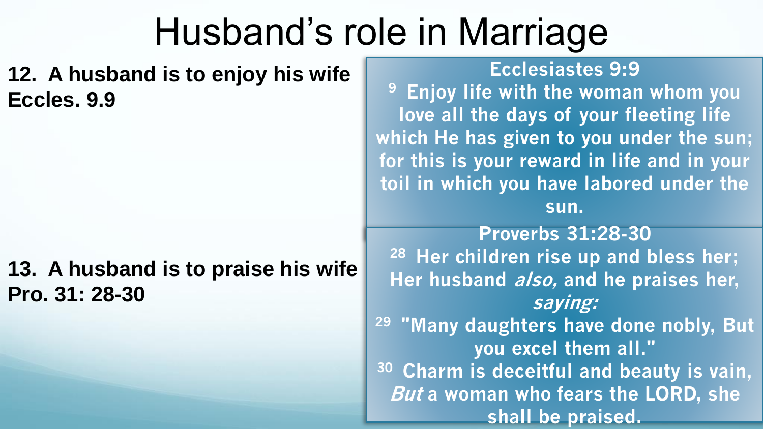# Husband's role in Marriage

**12. A husband is to enjoy his wife Eccles. 9.9**

**Ecclesiastes 9:9**

**[9] Enjoy life with the woman whom you love all the days of your fleeting life which He has given to you under the sun; for this is your reward in life and in your toil in which you have labored under the sun.**

**13. A husband is to praise his wife Pro. 31: 28-30**

**Proverbs 31:28-30**

**[28] Her children rise up and bless her; Her husband *also,* and he praises her, *saying:***

**[29] "Many daughters have done nobly, But you excel them all."**

**[30] Charm is deceitful and beauty is vain, *But* a woman who fears the LORD, she shall be praised.**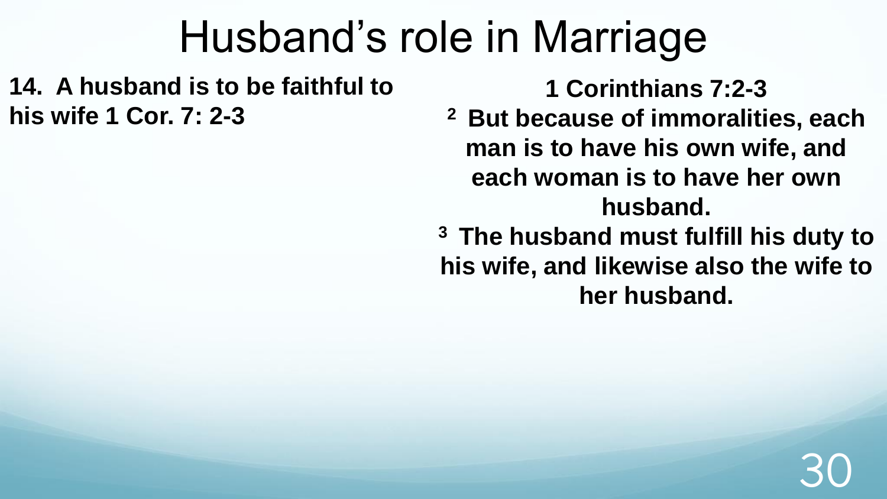# Husband's role in Marriage

**14. A husband is to be faithful to his wife 1 Cor. 7: 2-3**

**1 Corinthians 7:2-3**

**[2] But because of immoralities, each man is to have his own wife, and each woman is to have her own husband.**

**[3] The husband must fulfill his duty to his wife, and likewise also the wife to her husband.**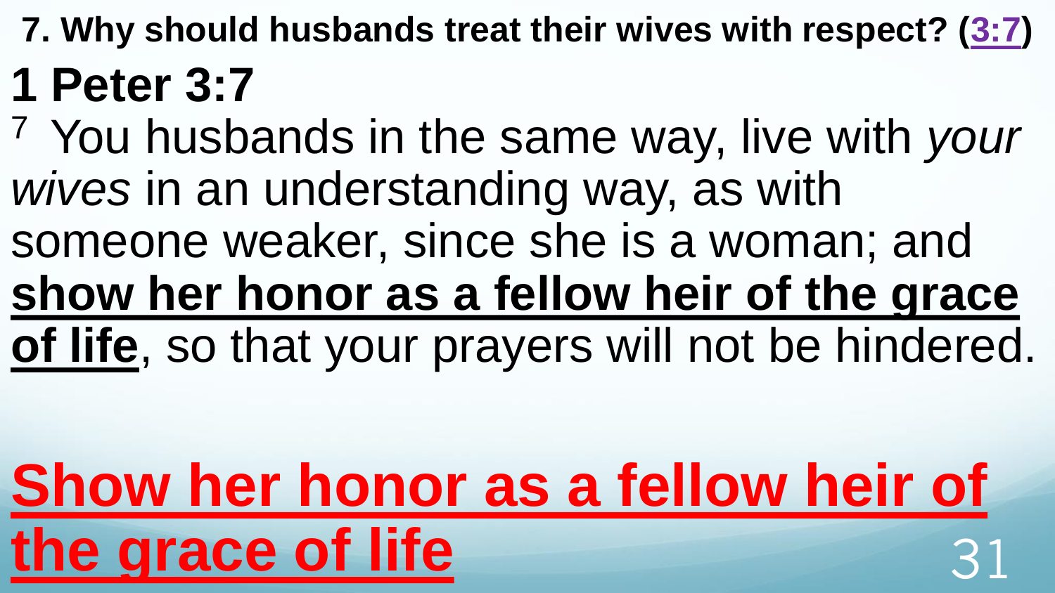**7. Why should husbands treat their wives with respect? ([3:7])**

# 1 Peter 3:7

[7] You husbands in the same way, live with *your wives* in an understanding way, as with someone weaker, since she is a woman; and **show her honor as a fellow heir of the grace of life**, so that your prayers will not be hindered.

**Show her honor as a fellow heir of the grace of life**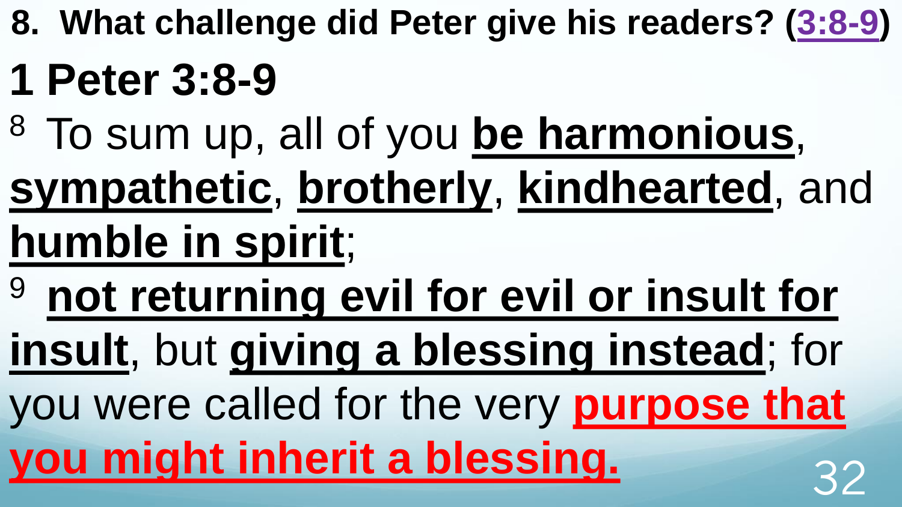**8. What challenge did Peter give his readers? (3:8-9)**

# 1 Peter 3:8-9

8 To sum up, all of you **be harmonious**, **sympathetic**, **brotherly**, **kindhearted**, and **humble in spirit**;

9 **not returning evil for evil or insult for insult**, but **giving a blessing instead**; for you were called for the very **purpose that you might inherit a blessing.**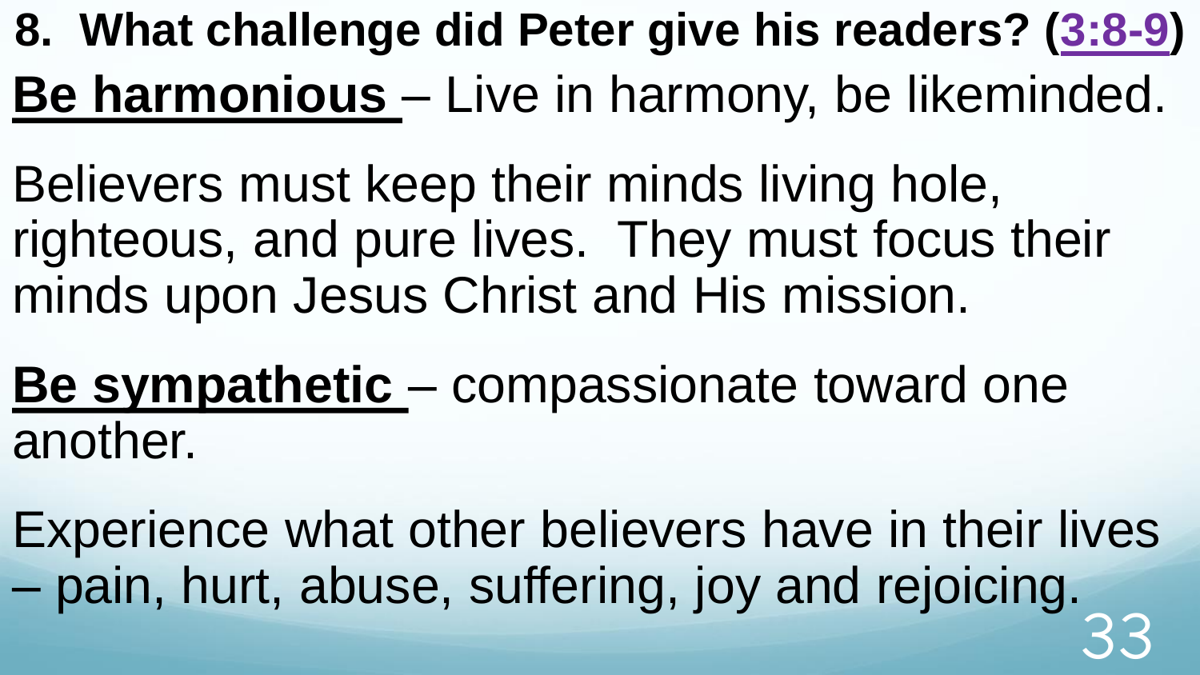**8. What challenge did Peter give his readers? (3:8-9)**

**Be harmonious** – Live in harmony, be likeminded.

Believers must keep their minds living hole, righteous, and pure lives. They must focus their minds upon Jesus Christ and His mission.

**Be sympathetic** – compassionate toward one another.

Experience what other believers have in their lives – pain, hurt, abuse, suffering, joy and rejoicing.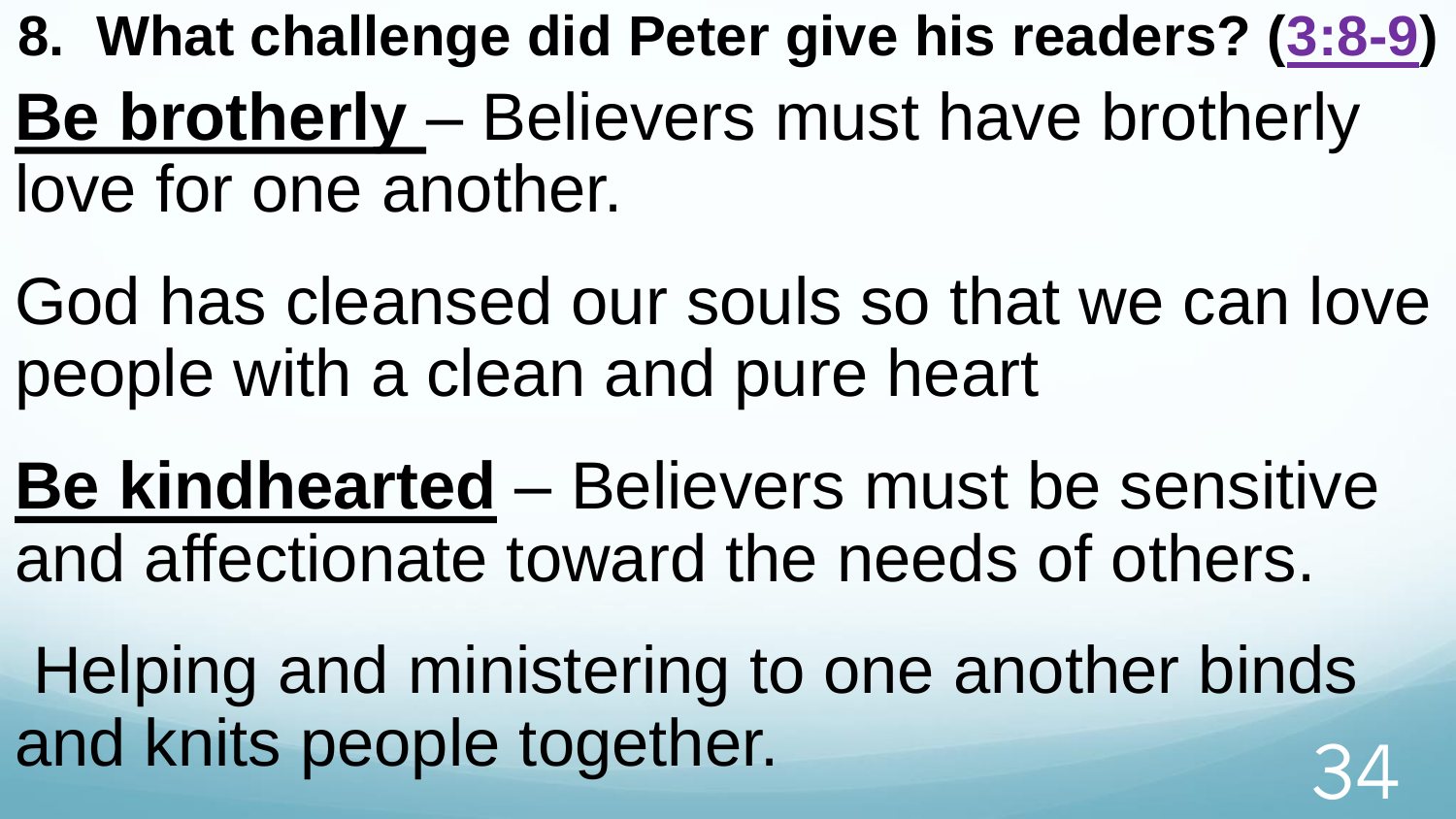**8. What challenge did Peter give his readers? (3:8-9)**

**Be brotherly** – Believers must have brotherly love for one another.

God has cleansed our souls so that we can love people with a clean and pure heart

**Be kindhearted** – Believers must be sensitive and affectionate toward the needs of others.

Helping and ministering to one another binds and knits people together.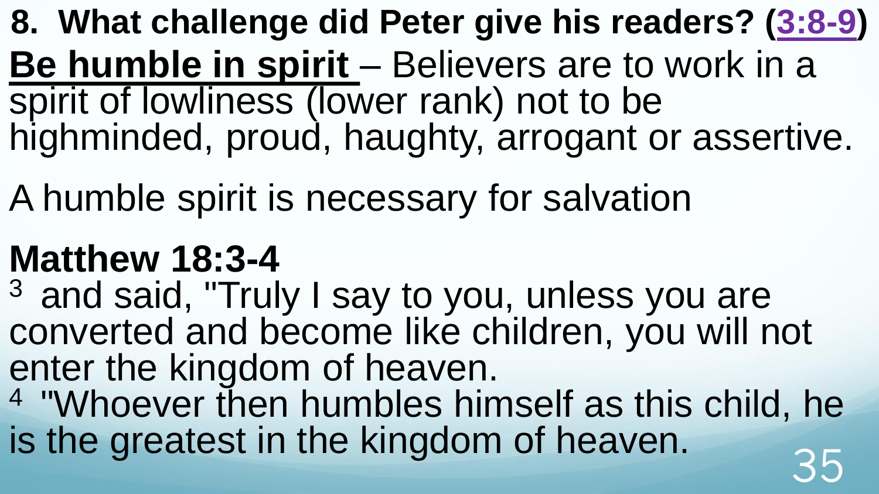**8. What challenge did Peter give his readers? (3:8-9)**

**Be humble in spirit** – Believers are to work in a spirit of lowliness (lower rank) not to be highminded, proud, haughty, arrogant or assertive.

A humble spirit is necessary for salvation

**Matthew 18:3-4**

3 and said, "Truly I say to you, unless you are converted and become like children, you will not enter the kingdom of heaven.

4 "Whoever then humbles himself as this child, he is the greatest in the kingdom of heaven.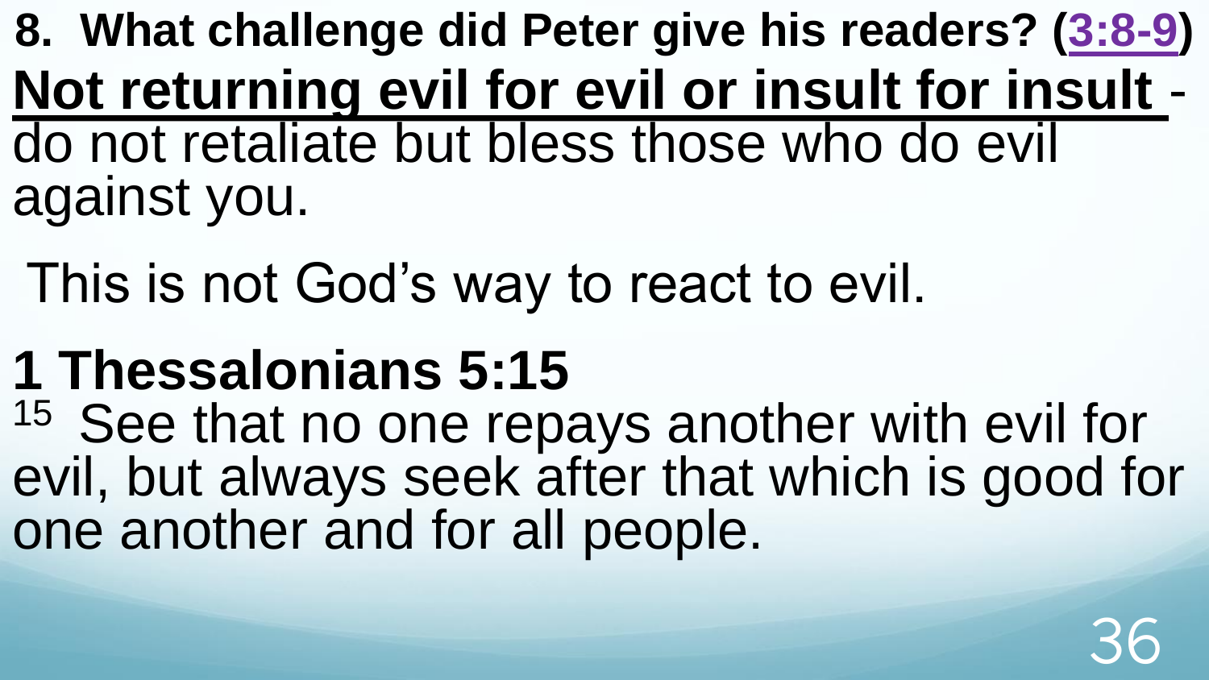**8. What challenge did Peter give his readers? (3:8-9)**

**Not returning evil for evil or insult for insult** - do not retaliate but bless those who do evil against you.

This is not God's way to react to evil.

## 1 Thessalonians 5:15

[15] See that no one repays another with evil for evil, but always seek after that which is good for one another and for all people.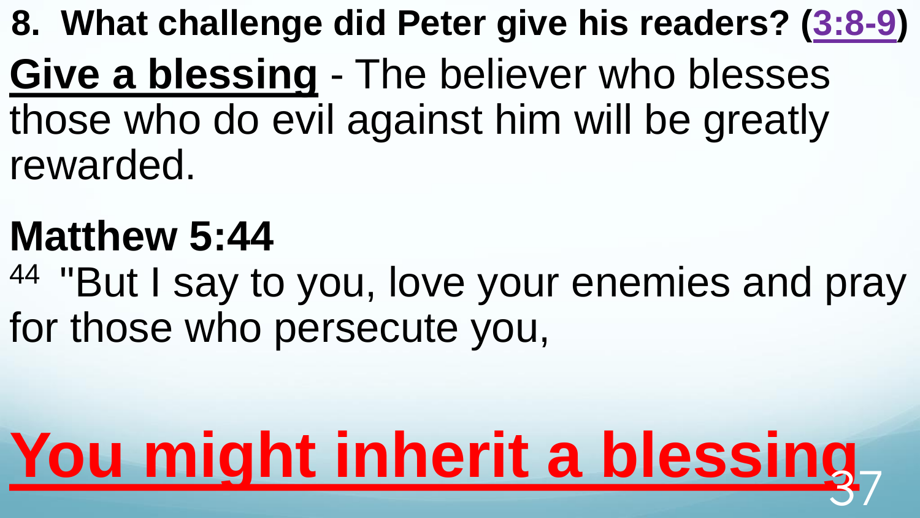**8. What challenge did Peter give his readers? (3:8-9)**

**Give a blessing** - The believer who blesses those who do evil against him will be greatly rewarded.

**Matthew 5:44**

44 "But I say to you, love your enemies and pray for those who persecute you,

**You might inherit a blessing**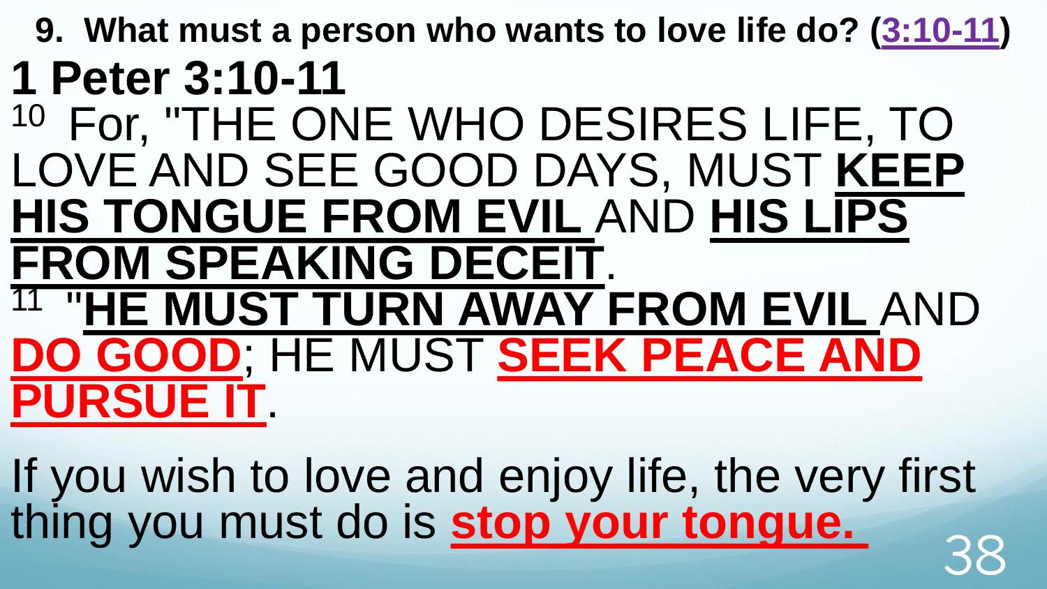**9. What must a person who wants to love life do? (3:10-11)**

# 1 Peter 3:10-11

10 For, "THE ONE WHO DESIRES LIFE, TO LOVE AND SEE GOOD DAYS, MUST **KEEP HIS TONGUE FROM EVIL** AND **HIS LIPS FROM SPEAKING DECEIT**.

11 "**HE MUST TURN AWAY FROM EVIL** AND **DO GOOD**; HE MUST **SEEK PEACE AND PURSUE IT**.

If you wish to love and enjoy life, the very first thing you must do is **stop your tongue.**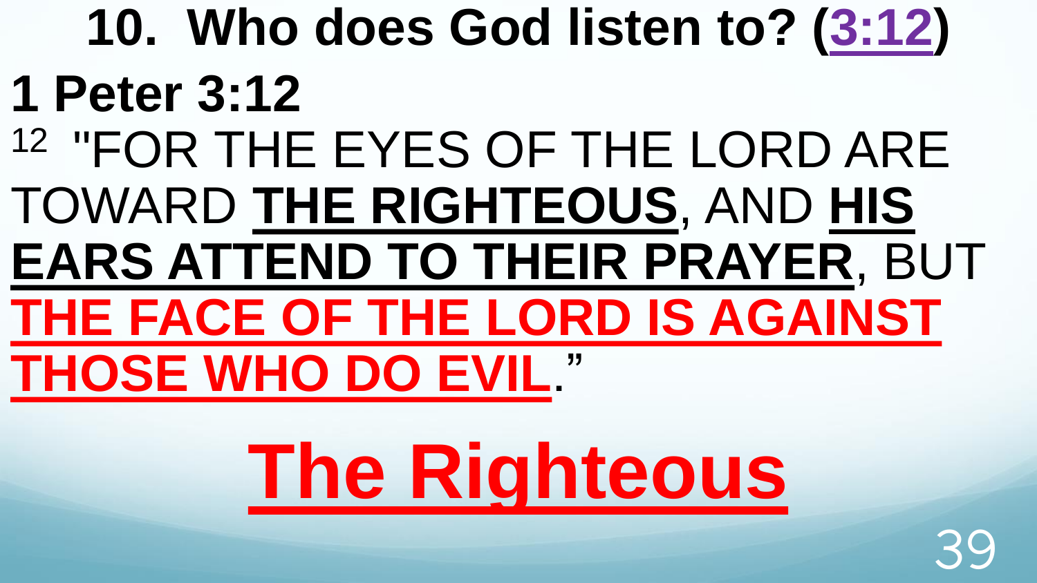# 10. Who does God listen to? (3:12)

**1 Peter 3:12**

12 "FOR THE EYES OF THE LORD ARE TOWARD **THE RIGHTEOUS**, AND **HIS EARS ATTEND TO THEIR PRAYER**, BUT **THE FACE OF THE LORD IS AGAINST THOSE WHO DO EVIL**."

**The Righteous**